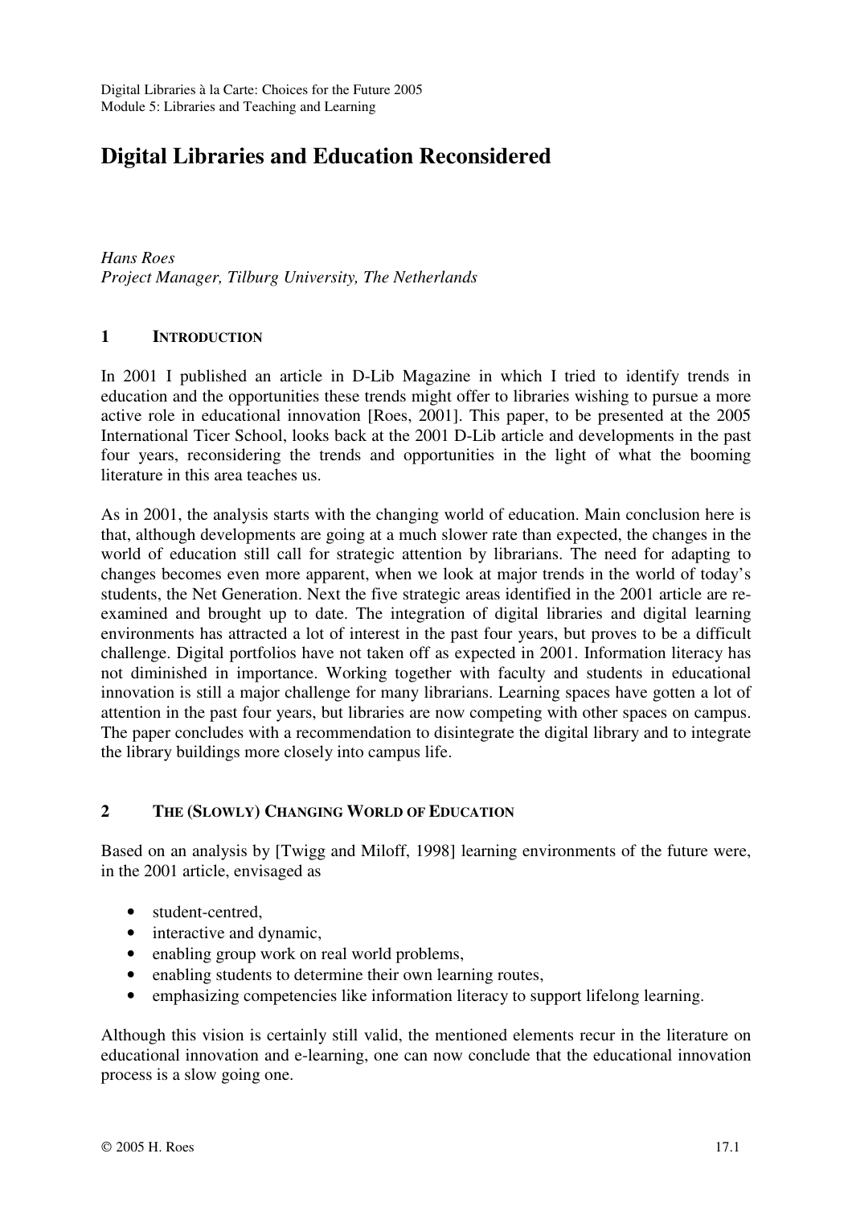Digital Libraries à la Carte: Choices for the Future 2005
Module 5: Libraries and Teaching and Learning

# Digital Libraries and Education Reconsidered

*Hans Roes*
*Project Manager, Tilburg University, The Netherlands*

## 1 Introduction

In 2001 I published an article in D-Lib Magazine in which I tried to identify trends in education and the opportunities these trends might offer to libraries wishing to pursue a more active role in educational innovation [Roes, 2001]. This paper, to be presented at the 2005 International Ticer School, looks back at the 2001 D-Lib article and developments in the past four years, reconsidering the trends and opportunities in the light of what the booming literature in this area teaches us.

As in 2001, the analysis starts with the changing world of education. Main conclusion here is that, although developments are going at a much slower rate than expected, the changes in the world of education still call for strategic attention by librarians. The need for adapting to changes becomes even more apparent, when we look at major trends in the world of today's students, the Net Generation. Next the five strategic areas identified in the 2001 article are re-examined and brought up to date. The integration of digital libraries and digital learning environments has attracted a lot of interest in the past four years, but proves to be a difficult challenge. Digital portfolios have not taken off as expected in 2001. Information literacy has not diminished in importance. Working together with faculty and students in educational innovation is still a major challenge for many librarians. Learning spaces have gotten a lot of attention in the past four years, but libraries are now competing with other spaces on campus. The paper concludes with a recommendation to disintegrate the digital library and to integrate the library buildings more closely into campus life.

## 2 The (Slowly) Changing World of Education

Based on an analysis by [Twigg and Miloff, 1998] learning environments of the future were, in the 2001 article, envisaged as

- student-centred,
- interactive and dynamic,
- enabling group work on real world problems,
- enabling students to determine their own learning routes,
- emphasizing competencies like information literacy to support lifelong learning.

Although this vision is certainly still valid, the mentioned elements recur in the literature on educational innovation and e-learning, one can now conclude that the educational innovation process is a slow going one.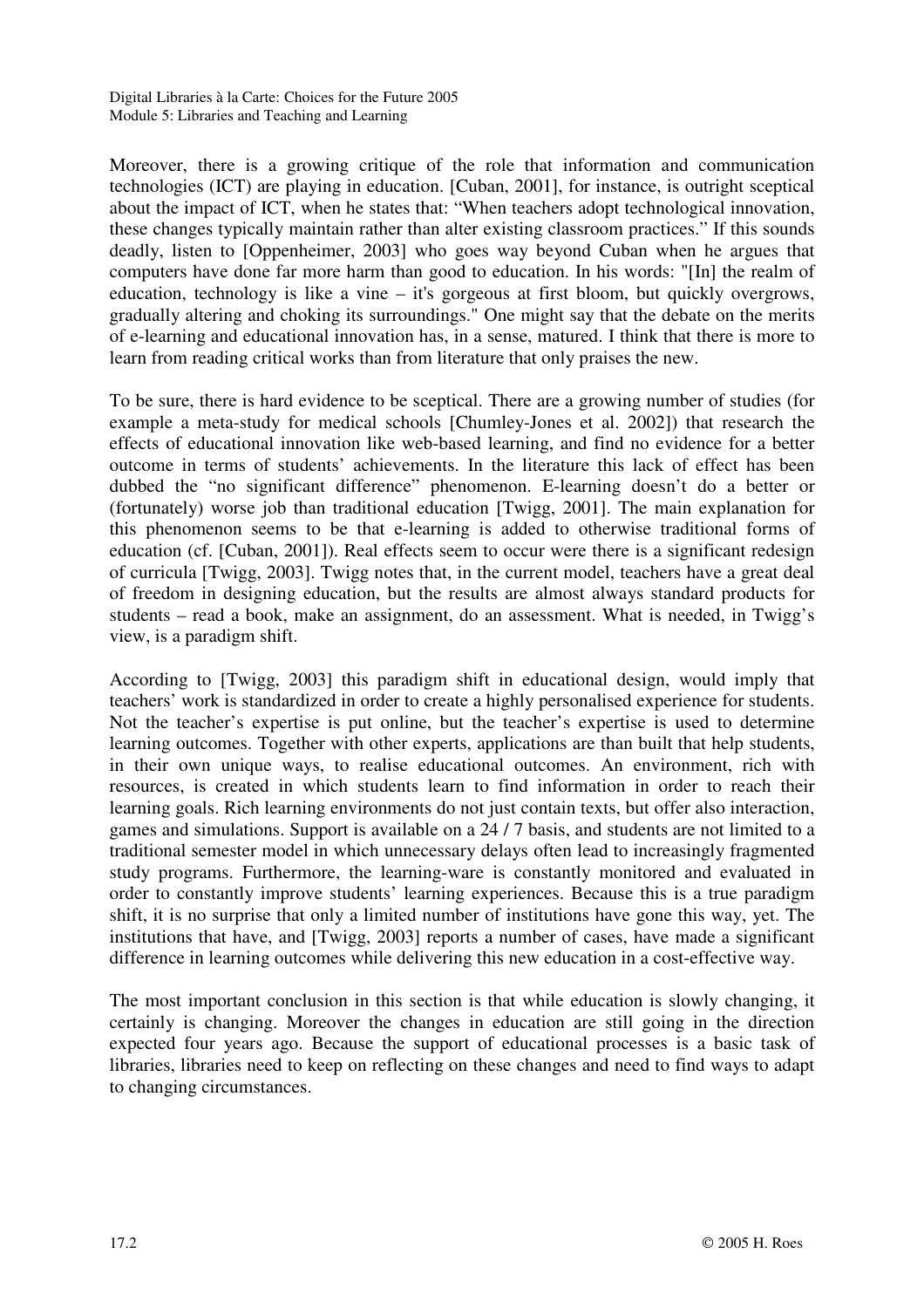Moreover, there is a growing critique of the role that information and communication technologies (ICT) are playing in education. [Cuban, 2001], for instance, is outright sceptical about the impact of ICT, when he states that: "When teachers adopt technological innovation, these changes typically maintain rather than alter existing classroom practices." If this sounds deadly, listen to [Oppenheimer, 2003] who goes way beyond Cuban when he argues that computers have done far more harm than good to education. In his words: "[In] the realm of education, technology is like a vine – it's gorgeous at first bloom, but quickly overgrows, gradually altering and choking its surroundings." One might say that the debate on the merits of e-learning and educational innovation has, in a sense, matured. I think that there is more to learn from reading critical works than from literature that only praises the new.

To be sure, there is hard evidence to be sceptical. There are a growing number of studies (for example a meta-study for medical schools [Chumley-Jones et al. 2002]) that research the effects of educational innovation like web-based learning, and find no evidence for a better outcome in terms of students' achievements. In the literature this lack of effect has been dubbed the "no significant difference" phenomenon. E-learning doesn't do a better or (fortunately) worse job than traditional education [Twigg, 2001]. The main explanation for this phenomenon seems to be that e-learning is added to otherwise traditional forms of education (cf. [Cuban, 2001]). Real effects seem to occur were there is a significant redesign of curricula [Twigg, 2003]. Twigg notes that, in the current model, teachers have a great deal of freedom in designing education, but the results are almost always standard products for students – read a book, make an assignment, do an assessment. What is needed, in Twigg's view, is a paradigm shift.

According to [Twigg, 2003] this paradigm shift in educational design, would imply that teachers' work is standardized in order to create a highly personalised experience for students. Not the teacher's expertise is put online, but the teacher's expertise is used to determine learning outcomes. Together with other experts, applications are than built that help students, in their own unique ways, to realise educational outcomes. An environment, rich with resources, is created in which students learn to find information in order to reach their learning goals. Rich learning environments do not just contain texts, but offer also interaction, games and simulations. Support is available on a 24 / 7 basis, and students are not limited to a traditional semester model in which unnecessary delays often lead to increasingly fragmented study programs. Furthermore, the learning-ware is constantly monitored and evaluated in order to constantly improve students' learning experiences. Because this is a true paradigm shift, it is no surprise that only a limited number of institutions have gone this way, yet. The institutions that have, and [Twigg, 2003] reports a number of cases, have made a significant difference in learning outcomes while delivering this new education in a cost-effective way.

The most important conclusion in this section is that while education is slowly changing, it certainly is changing. Moreover the changes in education are still going in the direction expected four years ago. Because the support of educational processes is a basic task of libraries, libraries need to keep on reflecting on these changes and need to find ways to adapt to changing circumstances.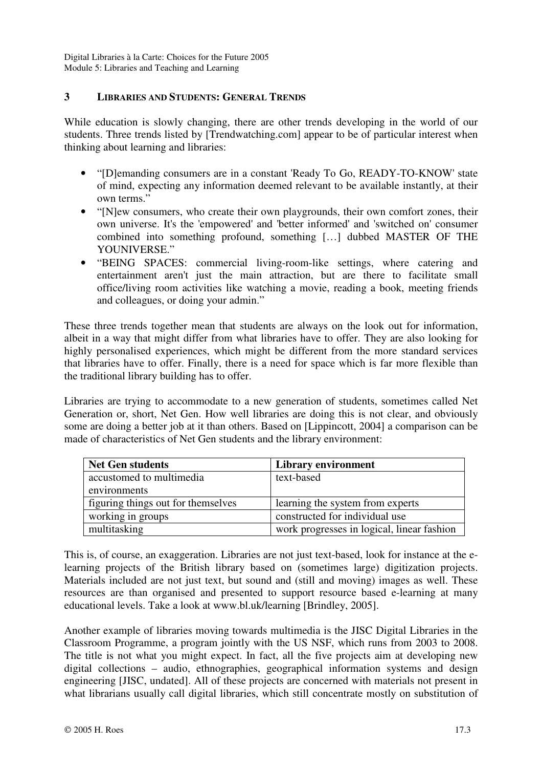## 3 Libraries and Students: General Trends

While education is slowly changing, there are other trends developing in the world of our students. Three trends listed by [Trendwatching.com] appear to be of particular interest when thinking about learning and libraries:

- "[D]emanding consumers are in a constant 'Ready To Go, READY-TO-KNOW' state of mind, expecting any information deemed relevant to be available instantly, at their own terms."
- "[N]ew consumers, who create their own playgrounds, their own comfort zones, their own universe. It's the 'empowered' and 'better informed' and 'switched on' consumer combined into something profound, something […] dubbed MASTER OF THE YOUNIVERSE."
- "BEING SPACES: commercial living-room-like settings, where catering and entertainment aren't just the main attraction, but are there to facilitate small office/living room activities like watching a movie, reading a book, meeting friends and colleagues, or doing your admin."

These three trends together mean that students are always on the look out for information, albeit in a way that might differ from what libraries have to offer. They are also looking for highly personalised experiences, which might be different from the more standard services that libraries have to offer. Finally, there is a need for space which is far more flexible than the traditional library building has to offer.

Libraries are trying to accommodate to a new generation of students, sometimes called Net Generation or, short, Net Gen. How well libraries are doing this is not clear, and obviously some are doing a better job at it than others. Based on [Lippincott, 2004] a comparison can be made of characteristics of Net Gen students and the library environment:

| Net Gen students | Library environment |
|---|---|
| accustomed to multimedia environments | text-based |
| figuring things out for themselves | learning the system from experts |
| working in groups | constructed for individual use |
| multitasking | work progresses in logical, linear fashion |

This is, of course, an exaggeration. Libraries are not just text-based, look for instance at the e-learning projects of the British library based on (sometimes large) digitization projects. Materials included are not just text, but sound and (still and moving) images as well. These resources are than organised and presented to support resource based e-learning at many educational levels. Take a look at www.bl.uk/learning [Brindley, 2005].

Another example of libraries moving towards multimedia is the JISC Digital Libraries in the Classroom Programme, a program jointly with the US NSF, which runs from 2003 to 2008. The title is not what you might expect. In fact, all the five projects aim at developing new digital collections – audio, ethnographies, geographical information systems and design engineering [JISC, undated]. All of these projects are concerned with materials not present in what librarians usually call digital libraries, which still concentrate mostly on substitution of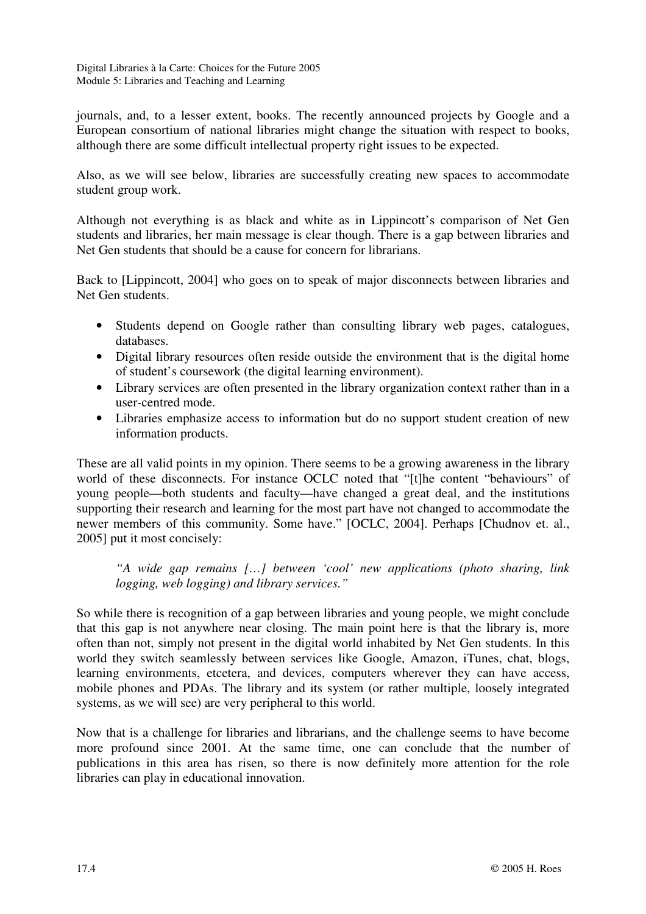journals, and, to a lesser extent, books. The recently announced projects by Google and a European consortium of national libraries might change the situation with respect to books, although there are some difficult intellectual property right issues to be expected.

Also, as we will see below, libraries are successfully creating new spaces to accommodate student group work.

Although not everything is as black and white as in Lippincott's comparison of Net Gen students and libraries, her main message is clear though. There is a gap between libraries and Net Gen students that should be a cause for concern for librarians.

Back to [Lippincott, 2004] who goes on to speak of major disconnects between libraries and Net Gen students.

- Students depend on Google rather than consulting library web pages, catalogues, databases.
- Digital library resources often reside outside the environment that is the digital home of student's coursework (the digital learning environment).
- Library services are often presented in the library organization context rather than in a user-centred mode.
- Libraries emphasize access to information but do no support student creation of new information products.

These are all valid points in my opinion. There seems to be a growing awareness in the library world of these disconnects. For instance OCLC noted that "[t]he content "behaviours" of young people—both students and faculty—have changed a great deal, and the institutions supporting their research and learning for the most part have not changed to accommodate the newer members of this community. Some have." [OCLC, 2004]. Perhaps [Chudnov et. al., 2005] put it most concisely:

> *"A wide gap remains […] between 'cool' new applications (photo sharing, link logging, web logging) and library services."*

So while there is recognition of a gap between libraries and young people, we might conclude that this gap is not anywhere near closing. The main point here is that the library is, more often than not, simply not present in the digital world inhabited by Net Gen students. In this world they switch seamlessly between services like Google, Amazon, iTunes, chat, blogs, learning environments, etcetera, and devices, computers wherever they can have access, mobile phones and PDAs. The library and its system (or rather multiple, loosely integrated systems, as we will see) are very peripheral to this world.

Now that is a challenge for libraries and librarians, and the challenge seems to have become more profound since 2001. At the same time, one can conclude that the number of publications in this area has risen, so there is now definitely more attention for the role libraries can play in educational innovation.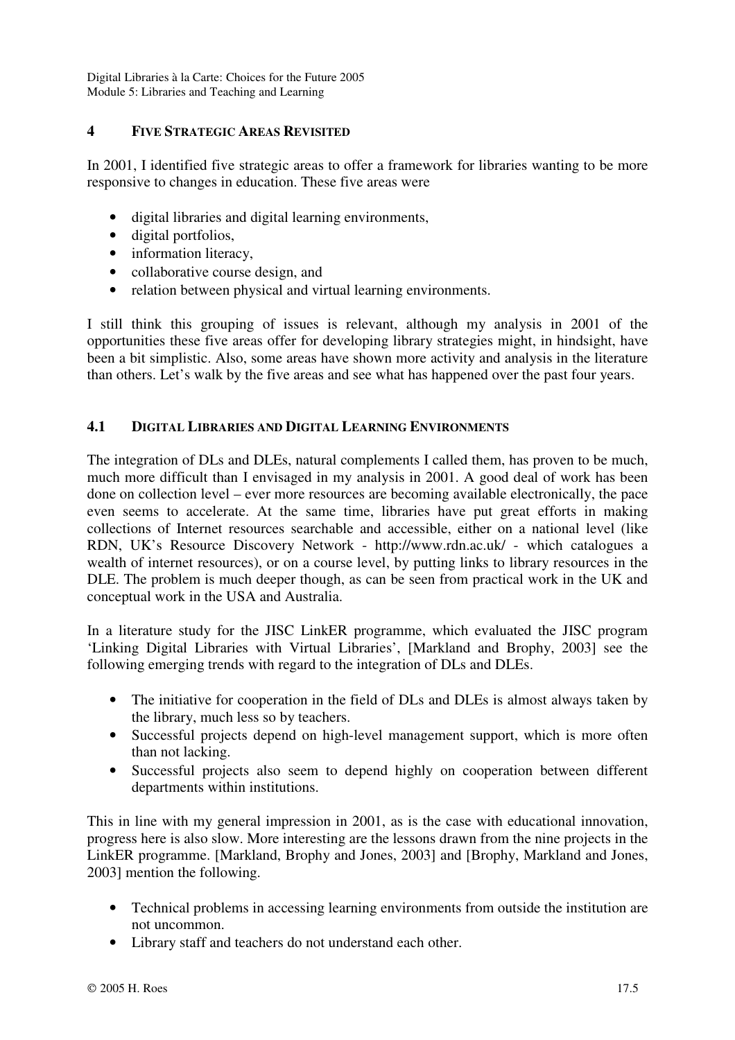## 4 FIVE STRATEGIC AREAS REVISITED

In 2001, I identified five strategic areas to offer a framework for libraries wanting to be more responsive to changes in education. These five areas were

- digital libraries and digital learning environments,
- digital portfolios,
- information literacy,
- collaborative course design, and
- relation between physical and virtual learning environments.

I still think this grouping of issues is relevant, although my analysis in 2001 of the opportunities these five areas offer for developing library strategies might, in hindsight, have been a bit simplistic. Also, some areas have shown more activity and analysis in the literature than others. Let's walk by the five areas and see what has happened over the past four years.

### 4.1 DIGITAL LIBRARIES AND DIGITAL LEARNING ENVIRONMENTS

The integration of DLs and DLEs, natural complements I called them, has proven to be much, much more difficult than I envisaged in my analysis in 2001. A good deal of work has been done on collection level – ever more resources are becoming available electronically, the pace even seems to accelerate. At the same time, libraries have put great efforts in making collections of Internet resources searchable and accessible, either on a national level (like RDN, UK's Resource Discovery Network - http://www.rdn.ac.uk/ - which catalogues a wealth of internet resources), or on a course level, by putting links to library resources in the DLE. The problem is much deeper though, as can be seen from practical work in the UK and conceptual work in the USA and Australia.

In a literature study for the JISC LinkER programme, which evaluated the JISC program 'Linking Digital Libraries with Virtual Libraries', [Markland and Brophy, 2003] see the following emerging trends with regard to the integration of DLs and DLEs.

- The initiative for cooperation in the field of DLs and DLEs is almost always taken by the library, much less so by teachers.
- Successful projects depend on high-level management support, which is more often than not lacking.
- Successful projects also seem to depend highly on cooperation between different departments within institutions.

This in line with my general impression in 2001, as is the case with educational innovation, progress here is also slow. More interesting are the lessons drawn from the nine projects in the LinkER programme. [Markland, Brophy and Jones, 2003] and [Brophy, Markland and Jones, 2003] mention the following.

- Technical problems in accessing learning environments from outside the institution are not uncommon.
- Library staff and teachers do not understand each other.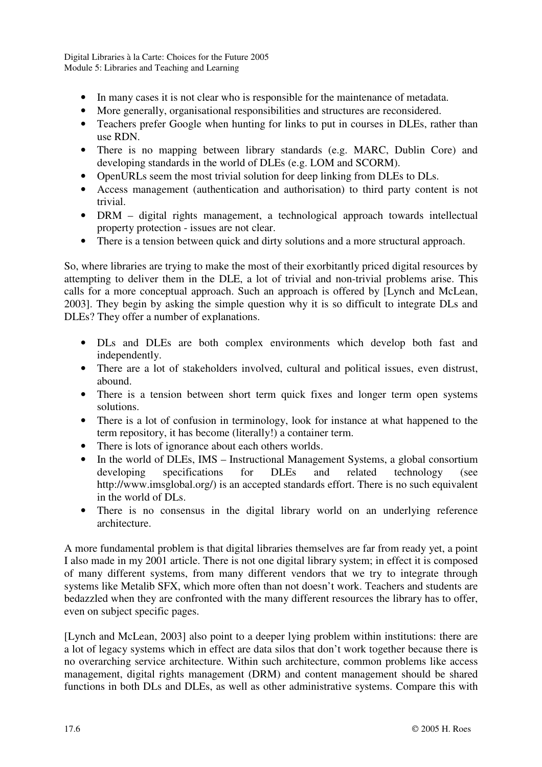- In many cases it is not clear who is responsible for the maintenance of metadata.
- More generally, organisational responsibilities and structures are reconsidered.
- Teachers prefer Google when hunting for links to put in courses in DLEs, rather than use RDN.
- There is no mapping between library standards (e.g. MARC, Dublin Core) and developing standards in the world of DLEs (e.g. LOM and SCORM).
- OpenURLs seem the most trivial solution for deep linking from DLEs to DLs.
- Access management (authentication and authorisation) to third party content is not trivial.
- DRM – digital rights management, a technological approach towards intellectual property protection - issues are not clear.
- There is a tension between quick and dirty solutions and a more structural approach.

So, where libraries are trying to make the most of their exorbitantly priced digital resources by attempting to deliver them in the DLE, a lot of trivial and non-trivial problems arise. This calls for a more conceptual approach. Such an approach is offered by [Lynch and McLean, 2003]. They begin by asking the simple question why it is so difficult to integrate DLs and DLEs? They offer a number of explanations.

- DLs and DLEs are both complex environments which develop both fast and independently.
- There are a lot of stakeholders involved, cultural and political issues, even distrust, abound.
- There is a tension between short term quick fixes and longer term open systems solutions.
- There is a lot of confusion in terminology, look for instance at what happened to the term repository, it has become (literally!) a container term.
- There is lots of ignorance about each others worlds.
- In the world of DLEs, IMS – Instructional Management Systems, a global consortium developing specifications for DLEs and related technology (see http://www.imsglobal.org/) is an accepted standards effort. There is no such equivalent in the world of DLs.
- There is no consensus in the digital library world on an underlying reference architecture.

A more fundamental problem is that digital libraries themselves are far from ready yet, a point I also made in my 2001 article. There is not one digital library system; in effect it is composed of many different systems, from many different vendors that we try to integrate through systems like Metalib SFX, which more often than not doesn't work. Teachers and students are bedazzled when they are confronted with the many different resources the library has to offer, even on subject specific pages.

[Lynch and McLean, 2003] also point to a deeper lying problem within institutions: there are a lot of legacy systems which in effect are data silos that don't work together because there is no overarching service architecture. Within such architecture, common problems like access management, digital rights management (DRM) and content management should be shared functions in both DLs and DLEs, as well as other administrative systems. Compare this with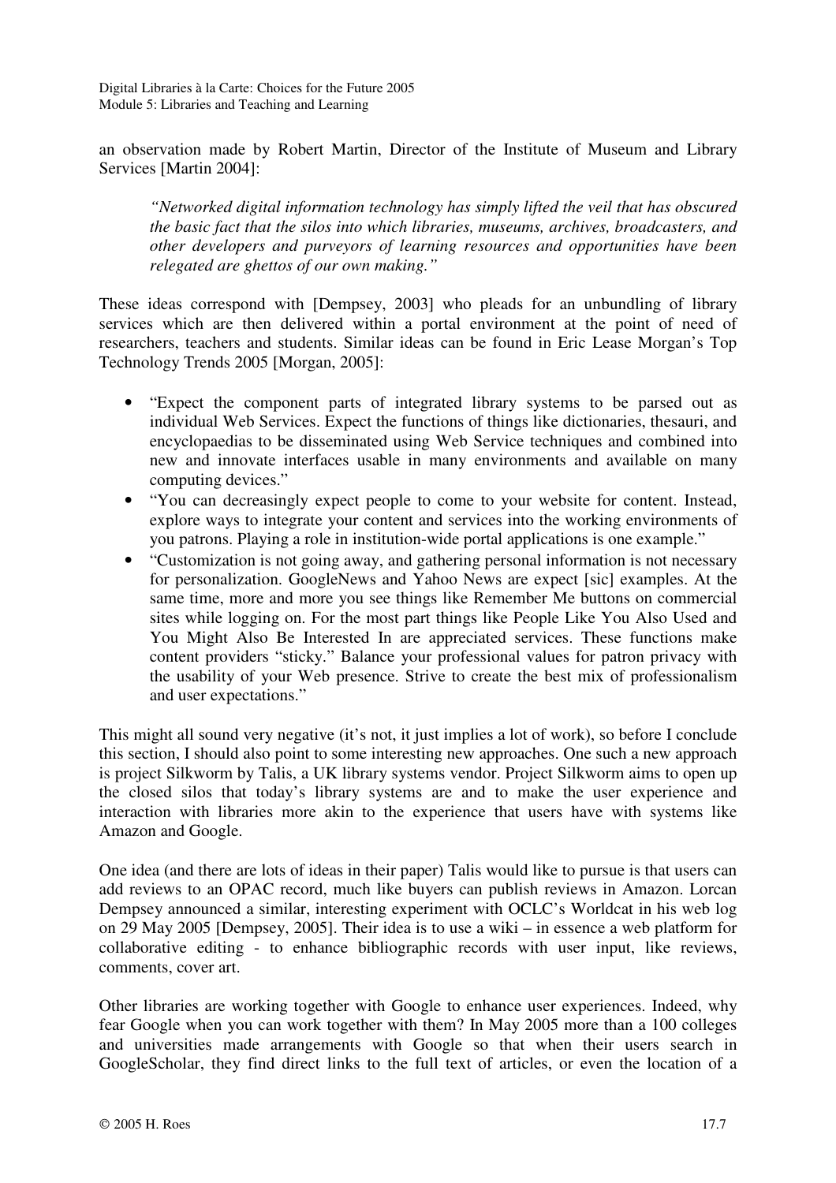an observation made by Robert Martin, Director of the Institute of Museum and Library Services [Martin 2004]:

> *"Networked digital information technology has simply lifted the veil that has obscured the basic fact that the silos into which libraries, museums, archives, broadcasters, and other developers and purveyors of learning resources and opportunities have been relegated are ghettos of our own making."*

These ideas correspond with [Dempsey, 2003] who pleads for an unbundling of library services which are then delivered within a portal environment at the point of need of researchers, teachers and students. Similar ideas can be found in Eric Lease Morgan's Top Technology Trends 2005 [Morgan, 2005]:

- "Expect the component parts of integrated library systems to be parsed out as individual Web Services. Expect the functions of things like dictionaries, thesauri, and encyclopaedias to be disseminated using Web Service techniques and combined into new and innovate interfaces usable in many environments and available on many computing devices."
- "You can decreasingly expect people to come to your website for content. Instead, explore ways to integrate your content and services into the working environments of you patrons. Playing a role in institution-wide portal applications is one example."
- "Customization is not going away, and gathering personal information is not necessary for personalization. GoogleNews and Yahoo News are expect [sic] examples. At the same time, more and more you see things like Remember Me buttons on commercial sites while logging on. For the most part things like People Like You Also Used and You Might Also Be Interested In are appreciated services. These functions make content providers "sticky." Balance your professional values for patron privacy with the usability of your Web presence. Strive to create the best mix of professionalism and user expectations."

This might all sound very negative (it's not, it just implies a lot of work), so before I conclude this section, I should also point to some interesting new approaches. One such a new approach is project Silkworm by Talis, a UK library systems vendor. Project Silkworm aims to open up the closed silos that today's library systems are and to make the user experience and interaction with libraries more akin to the experience that users have with systems like Amazon and Google.

One idea (and there are lots of ideas in their paper) Talis would like to pursue is that users can add reviews to an OPAC record, much like buyers can publish reviews in Amazon. Lorcan Dempsey announced a similar, interesting experiment with OCLC's Worldcat in his web log on 29 May 2005 [Dempsey, 2005]. Their idea is to use a wiki – in essence a web platform for collaborative editing - to enhance bibliographic records with user input, like reviews, comments, cover art.

Other libraries are working together with Google to enhance user experiences. Indeed, why fear Google when you can work together with them? In May 2005 more than a 100 colleges and universities made arrangements with Google so that when their users search in GoogleScholar, they find direct links to the full text of articles, or even the location of a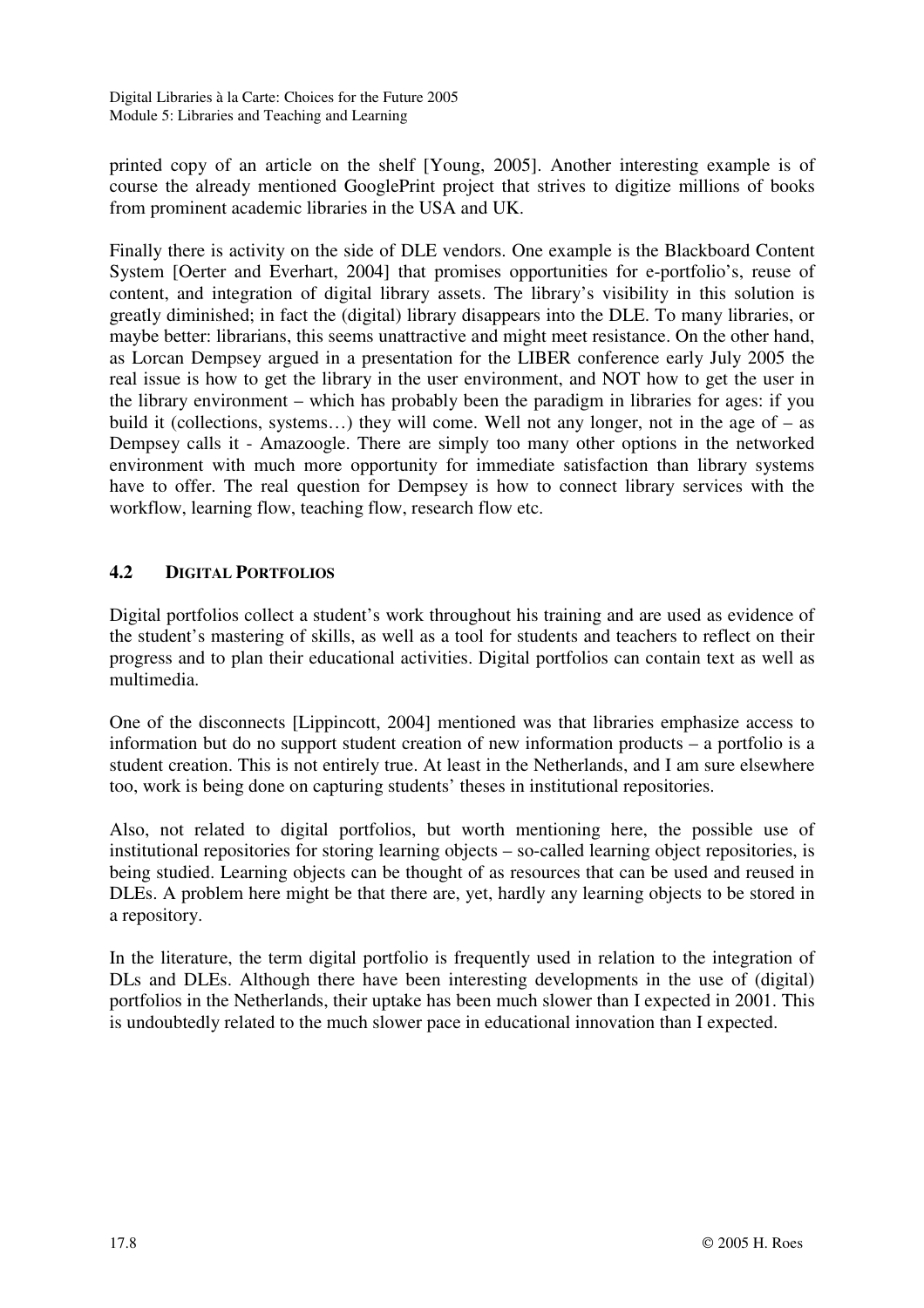printed copy of an article on the shelf [Young, 2005]. Another interesting example is of course the already mentioned GooglePrint project that strives to digitize millions of books from prominent academic libraries in the USA and UK.

Finally there is activity on the side of DLE vendors. One example is the Blackboard Content System [Oerter and Everhart, 2004] that promises opportunities for e-portfolio's, reuse of content, and integration of digital library assets. The library's visibility in this solution is greatly diminished; in fact the (digital) library disappears into the DLE. To many libraries, or maybe better: librarians, this seems unattractive and might meet resistance. On the other hand, as Lorcan Dempsey argued in a presentation for the LIBER conference early July 2005 the real issue is how to get the library in the user environment, and NOT how to get the user in the library environment – which has probably been the paradigm in libraries for ages: if you build it (collections, systems…) they will come. Well not any longer, not in the age of – as Dempsey calls it - Amazoogle. There are simply too many other options in the networked environment with much more opportunity for immediate satisfaction than library systems have to offer. The real question for Dempsey is how to connect library services with the workflow, learning flow, teaching flow, research flow etc.

## 4.2 DIGITAL PORTFOLIOS

Digital portfolios collect a student's work throughout his training and are used as evidence of the student's mastering of skills, as well as a tool for students and teachers to reflect on their progress and to plan their educational activities. Digital portfolios can contain text as well as multimedia.

One of the disconnects [Lippincott, 2004] mentioned was that libraries emphasize access to information but do no support student creation of new information products – a portfolio is a student creation. This is not entirely true. At least in the Netherlands, and I am sure elsewhere too, work is being done on capturing students' theses in institutional repositories.

Also, not related to digital portfolios, but worth mentioning here, the possible use of institutional repositories for storing learning objects – so-called learning object repositories, is being studied. Learning objects can be thought of as resources that can be used and reused in DLEs. A problem here might be that there are, yet, hardly any learning objects to be stored in a repository.

In the literature, the term digital portfolio is frequently used in relation to the integration of DLs and DLEs. Although there have been interesting developments in the use of (digital) portfolios in the Netherlands, their uptake has been much slower than I expected in 2001. This is undoubtedly related to the much slower pace in educational innovation than I expected.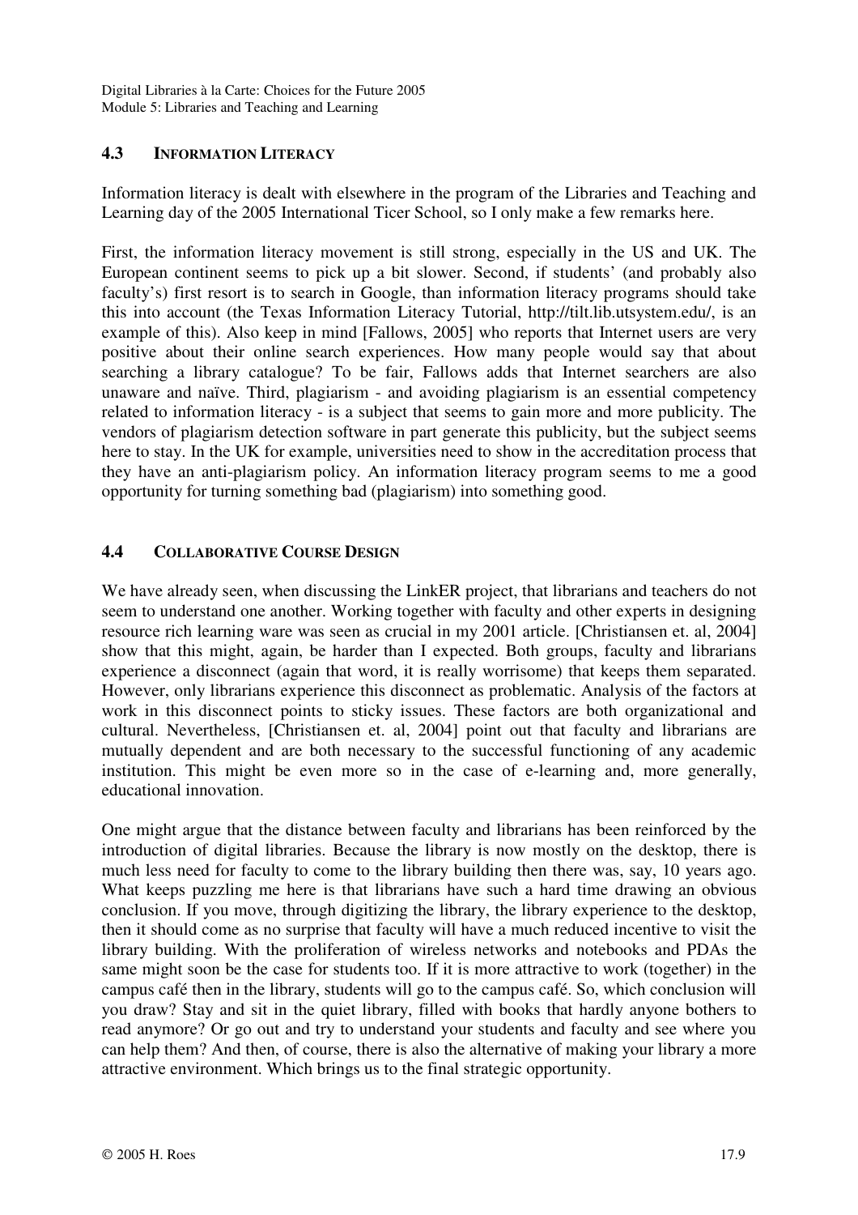## 4.3 INFORMATION LITERACY

Information literacy is dealt with elsewhere in the program of the Libraries and Teaching and Learning day of the 2005 International Ticer School, so I only make a few remarks here.

First, the information literacy movement is still strong, especially in the US and UK. The European continent seems to pick up a bit slower. Second, if students' (and probably also faculty's) first resort is to search in Google, than information literacy programs should take this into account (the Texas Information Literacy Tutorial, http://tilt.lib.utsystem.edu/, is an example of this). Also keep in mind [Fallows, 2005] who reports that Internet users are very positive about their online search experiences. How many people would say that about searching a library catalogue? To be fair, Fallows adds that Internet searchers are also unaware and naïve. Third, plagiarism - and avoiding plagiarism is an essential competency related to information literacy - is a subject that seems to gain more and more publicity. The vendors of plagiarism detection software in part generate this publicity, but the subject seems here to stay. In the UK for example, universities need to show in the accreditation process that they have an anti-plagiarism policy. An information literacy program seems to me a good opportunity for turning something bad (plagiarism) into something good.

## 4.4 COLLABORATIVE COURSE DESIGN

We have already seen, when discussing the LinkER project, that librarians and teachers do not seem to understand one another. Working together with faculty and other experts in designing resource rich learning ware was seen as crucial in my 2001 article. [Christiansen et. al, 2004] show that this might, again, be harder than I expected. Both groups, faculty and librarians experience a disconnect (again that word, it is really worrisome) that keeps them separated. However, only librarians experience this disconnect as problematic. Analysis of the factors at work in this disconnect points to sticky issues. These factors are both organizational and cultural. Nevertheless, [Christiansen et. al, 2004] point out that faculty and librarians are mutually dependent and are both necessary to the successful functioning of any academic institution. This might be even more so in the case of e-learning and, more generally, educational innovation.

One might argue that the distance between faculty and librarians has been reinforced by the introduction of digital libraries. Because the library is now mostly on the desktop, there is much less need for faculty to come to the library building then there was, say, 10 years ago. What keeps puzzling me here is that librarians have such a hard time drawing an obvious conclusion. If you move, through digitizing the library, the library experience to the desktop, then it should come as no surprise that faculty will have a much reduced incentive to visit the library building. With the proliferation of wireless networks and notebooks and PDAs the same might soon be the case for students too. If it is more attractive to work (together) in the campus café then in the library, students will go to the campus café. So, which conclusion will you draw? Stay and sit in the quiet library, filled with books that hardly anyone bothers to read anymore? Or go out and try to understand your students and faculty and see where you can help them? And then, of course, there is also the alternative of making your library a more attractive environment. Which brings us to the final strategic opportunity.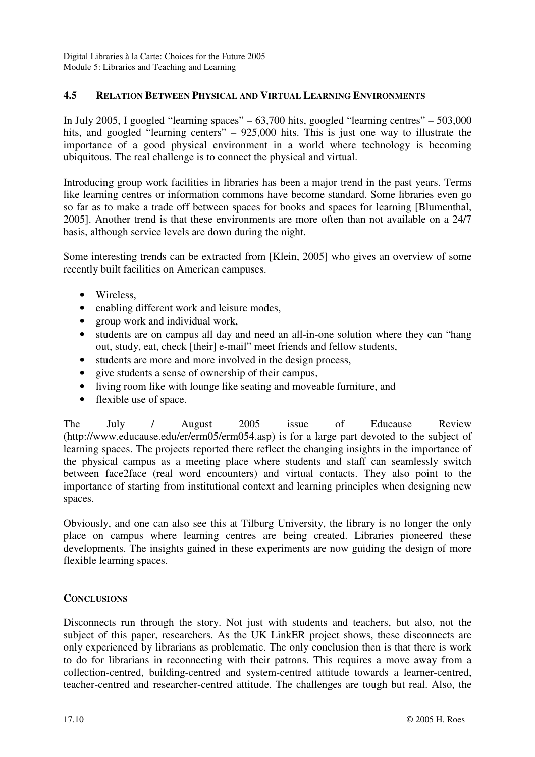## 4.5 RELATION BETWEEN PHYSICAL AND VIRTUAL LEARNING ENVIRONMENTS

In July 2005, I googled "learning spaces" – 63,700 hits, googled "learning centres" – 503,000 hits, and googled "learning centers" – 925,000 hits. This is just one way to illustrate the importance of a good physical environment in a world where technology is becoming ubiquitous. The real challenge is to connect the physical and virtual.

Introducing group work facilities in libraries has been a major trend in the past years. Terms like learning centres or information commons have become standard. Some libraries even go so far as to make a trade off between spaces for books and spaces for learning [Blumenthal, 2005]. Another trend is that these environments are more often than not available on a 24/7 basis, although service levels are down during the night.

Some interesting trends can be extracted from [Klein, 2005] who gives an overview of some recently built facilities on American campuses.

- Wireless,
- enabling different work and leisure modes,
- group work and individual work,
- students are on campus all day and need an all-in-one solution where they can "hang out, study, eat, check [their] e-mail" meet friends and fellow students,
- students are more and more involved in the design process,
- give students a sense of ownership of their campus,
- living room like with lounge like seating and moveable furniture, and
- flexible use of space.

The July / August 2005 issue of Educause Review (http://www.educause.edu/er/erm05/erm054.asp) is for a large part devoted to the subject of learning spaces. The projects reported there reflect the changing insights in the importance of the physical campus as a meeting place where students and staff can seamlessly switch between face2face (real word encounters) and virtual contacts. They also point to the importance of starting from institutional context and learning principles when designing new spaces.

Obviously, and one can also see this at Tilburg University, the library is no longer the only place on campus where learning centres are being created. Libraries pioneered these developments. The insights gained in these experiments are now guiding the design of more flexible learning spaces.

## CONCLUSIONS

Disconnects run through the story. Not just with students and teachers, but also, not the subject of this paper, researchers. As the UK LinkER project shows, these disconnects are only experienced by librarians as problematic. The only conclusion then is that there is work to do for librarians in reconnecting with their patrons. This requires a move away from a collection-centred, building-centred and system-centred attitude towards a learner-centred, teacher-centred and researcher-centred attitude. The challenges are tough but real. Also, the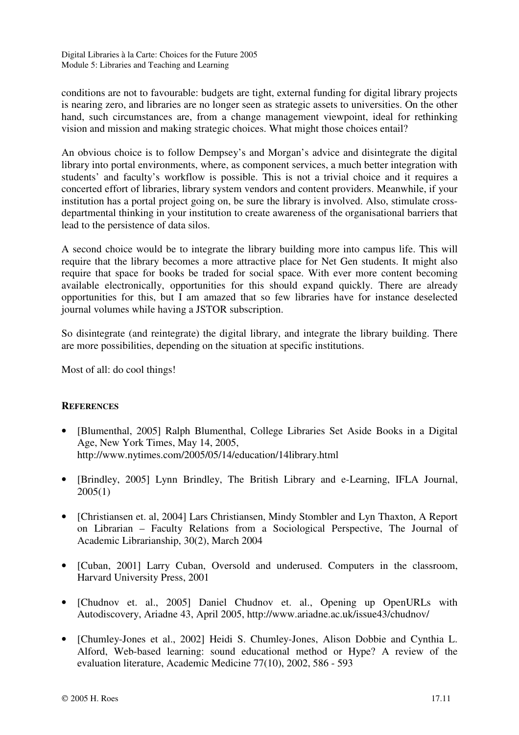conditions are not to favourable: budgets are tight, external funding for digital library projects is nearing zero, and libraries are no longer seen as strategic assets to universities. On the other hand, such circumstances are, from a change management viewpoint, ideal for rethinking vision and mission and making strategic choices. What might those choices entail?

An obvious choice is to follow Dempsey's and Morgan's advice and disintegrate the digital library into portal environments, where, as component services, a much better integration with students' and faculty's workflow is possible. This is not a trivial choice and it requires a concerted effort of libraries, library system vendors and content providers. Meanwhile, if your institution has a portal project going on, be sure the library is involved. Also, stimulate cross-departmental thinking in your institution to create awareness of the organisational barriers that lead to the persistence of data silos.

A second choice would be to integrate the library building more into campus life. This will require that the library becomes a more attractive place for Net Gen students. It might also require that space for books be traded for social space. With ever more content becoming available electronically, opportunities for this should expand quickly. There are already opportunities for this, but I am amazed that so few libraries have for instance deselected journal volumes while having a JSTOR subscription.

So disintegrate (and reintegrate) the digital library, and integrate the library building. There are more possibilities, depending on the situation at specific institutions.

Most of all: do cool things!

## REFERENCES

- [Blumenthal, 2005] Ralph Blumenthal, College Libraries Set Aside Books in a Digital Age, New York Times, May 14, 2005, http://www.nytimes.com/2005/05/14/education/14library.html
- [Brindley, 2005] Lynn Brindley, The British Library and e-Learning, IFLA Journal, 2005(1)
- [Christiansen et. al, 2004] Lars Christiansen, Mindy Stombler and Lyn Thaxton, A Report on Librarian – Faculty Relations from a Sociological Perspective, The Journal of Academic Librarianship, 30(2), March 2004
- [Cuban, 2001] Larry Cuban, Oversold and underused. Computers in the classroom, Harvard University Press, 2001
- [Chudnov et. al., 2005] Daniel Chudnov et. al., Opening up OpenURLs with Autodiscovery, Ariadne 43, April 2005, http://www.ariadne.ac.uk/issue43/chudnov/
- [Chumley-Jones et al., 2002] Heidi S. Chumley-Jones, Alison Dobbie and Cynthia L. Alford, Web-based learning: sound educational method or Hype? A review of the evaluation literature, Academic Medicine 77(10), 2002, 586 - 593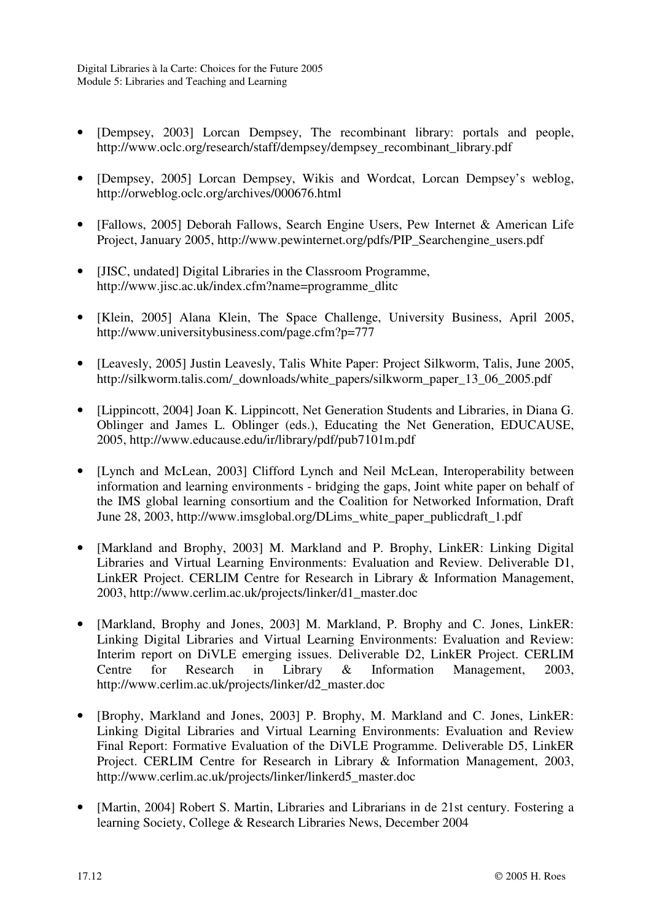- [Dempsey, 2003] Lorcan Dempsey, The recombinant library: portals and people, http://www.oclc.org/research/staff/dempsey/dempsey_recombinant_library.pdf

- [Dempsey, 2005] Lorcan Dempsey, Wikis and Wordcat, Lorcan Dempsey's weblog, http://orweblog.oclc.org/archives/000676.html

- [Fallows, 2005] Deborah Fallows, Search Engine Users, Pew Internet & American Life Project, January 2005, http://www.pewinternet.org/pdfs/PIP_Searchengine_users.pdf

- [JISC, undated] Digital Libraries in the Classroom Programme, http://www.jisc.ac.uk/index.cfm?name=programme_dlitc

- [Klein, 2005] Alana Klein, The Space Challenge, University Business, April 2005, http://www.universitybusiness.com/page.cfm?p=777

- [Leavesly, 2005] Justin Leavesly, Talis White Paper: Project Silkworm, Talis, June 2005, http://silkworm.talis.com/_downloads/white_papers/silkworm_paper_13_06_2005.pdf

- [Lippincott, 2004] Joan K. Lippincott, Net Generation Students and Libraries, in Diana G. Oblinger and James L. Oblinger (eds.), Educating the Net Generation, EDUCAUSE, 2005, http://www.educause.edu/ir/library/pdf/pub7101m.pdf

- [Lynch and McLean, 2003] Clifford Lynch and Neil McLean, Interoperability between information and learning environments - bridging the gaps, Joint white paper on behalf of the IMS global learning consortium and the Coalition for Networked Information, Draft June 28, 2003, http://www.imsglobal.org/DLims_white_paper_publicdraft_1.pdf

- [Markland and Brophy, 2003] M. Markland and P. Brophy, LinkER: Linking Digital Libraries and Virtual Learning Environments: Evaluation and Review. Deliverable D1, LinkER Project. CERLIM Centre for Research in Library & Information Management, 2003, http://www.cerlim.ac.uk/projects/linker/d1_master.doc

- [Markland, Brophy and Jones, 2003] M. Markland, P. Brophy and C. Jones, LinkER: Linking Digital Libraries and Virtual Learning Environments: Evaluation and Review: Interim report on DiVLE emerging issues. Deliverable D2, LinkER Project. CERLIM Centre for Research in Library & Information Management, 2003, http://www.cerlim.ac.uk/projects/linker/d2_master.doc

- [Brophy, Markland and Jones, 2003] P. Brophy, M. Markland and C. Jones, LinkER: Linking Digital Libraries and Virtual Learning Environments: Evaluation and Review Final Report: Formative Evaluation of the DiVLE Programme. Deliverable D5, LinkER Project. CERLIM Centre for Research in Library & Information Management, 2003, http://www.cerlim.ac.uk/projects/linker/linkerd5_master.doc

- [Martin, 2004] Robert S. Martin, Libraries and Librarians in de 21st century. Fostering a learning Society, College & Research Libraries News, December 2004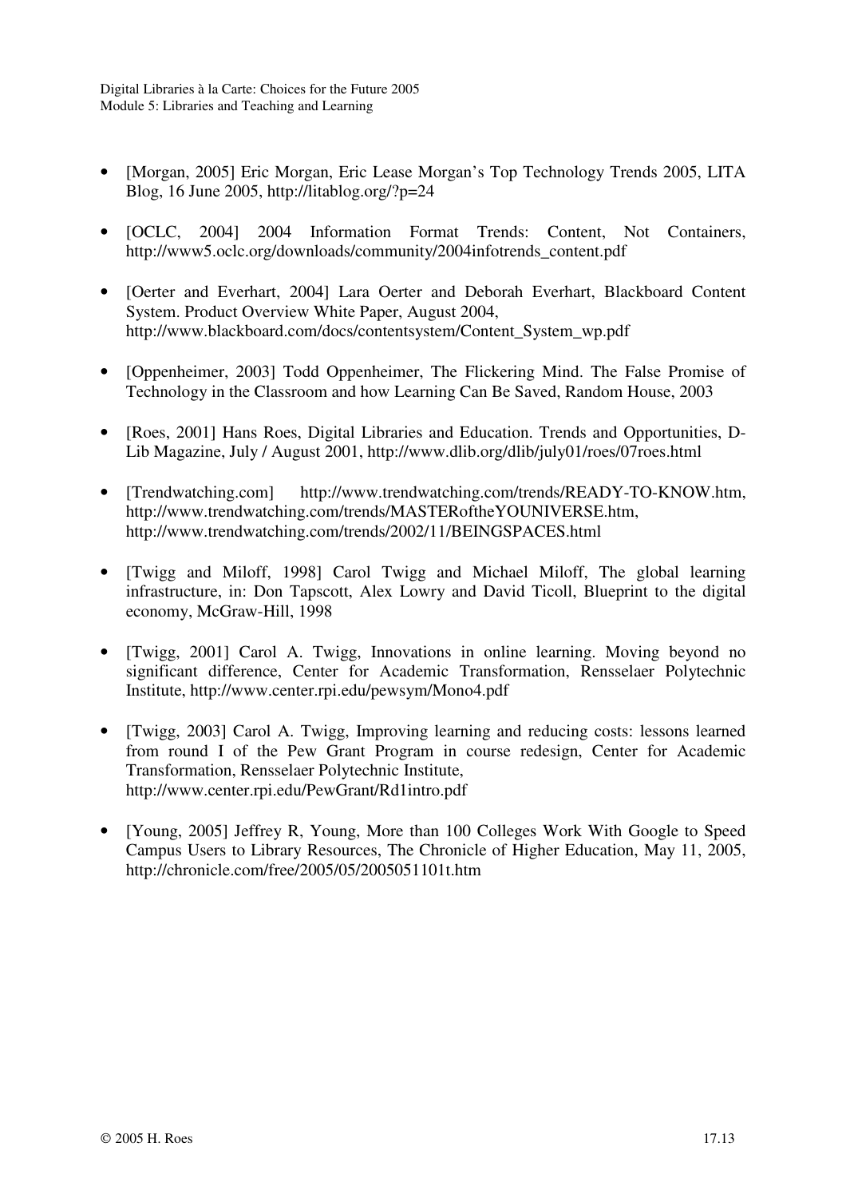- [Morgan, 2005] Eric Morgan, Eric Lease Morgan's Top Technology Trends 2005, LITA Blog, 16 June 2005, http://litablog.org/?p=24

- [OCLC, 2004] 2004 Information Format Trends: Content, Not Containers, http://www5.oclc.org/downloads/community/2004infotrends_content.pdf

- [Oerter and Everhart, 2004] Lara Oerter and Deborah Everhart, Blackboard Content System. Product Overview White Paper, August 2004, http://www.blackboard.com/docs/contentsystem/Content_System_wp.pdf

- [Oppenheimer, 2003] Todd Oppenheimer, The Flickering Mind. The False Promise of Technology in the Classroom and how Learning Can Be Saved, Random House, 2003

- [Roes, 2001] Hans Roes, Digital Libraries and Education. Trends and Opportunities, D-Lib Magazine, July / August 2001, http://www.dlib.org/dlib/july01/roes/07roes.html

- [Trendwatching.com] http://www.trendwatching.com/trends/READY-TO-KNOW.htm, http://www.trendwatching.com/trends/MASTERoftheYOUNIVERSE.htm, http://www.trendwatching.com/trends/2002/11/BEINGSPACES.html

- [Twigg and Miloff, 1998] Carol Twigg and Michael Miloff, The global learning infrastructure, in: Don Tapscott, Alex Lowry and David Ticoll, Blueprint to the digital economy, McGraw-Hill, 1998

- [Twigg, 2001] Carol A. Twigg, Innovations in online learning. Moving beyond no significant difference, Center for Academic Transformation, Rensselaer Polytechnic Institute, http://www.center.rpi.edu/pewsym/Mono4.pdf

- [Twigg, 2003] Carol A. Twigg, Improving learning and reducing costs: lessons learned from round I of the Pew Grant Program in course redesign, Center for Academic Transformation, Rensselaer Polytechnic Institute, http://www.center.rpi.edu/PewGrant/Rd1intro.pdf

- [Young, 2005] Jeffrey R, Young, More than 100 Colleges Work With Google to Speed Campus Users to Library Resources, The Chronicle of Higher Education, May 11, 2005, http://chronicle.com/free/2005/05/2005051101t.htm